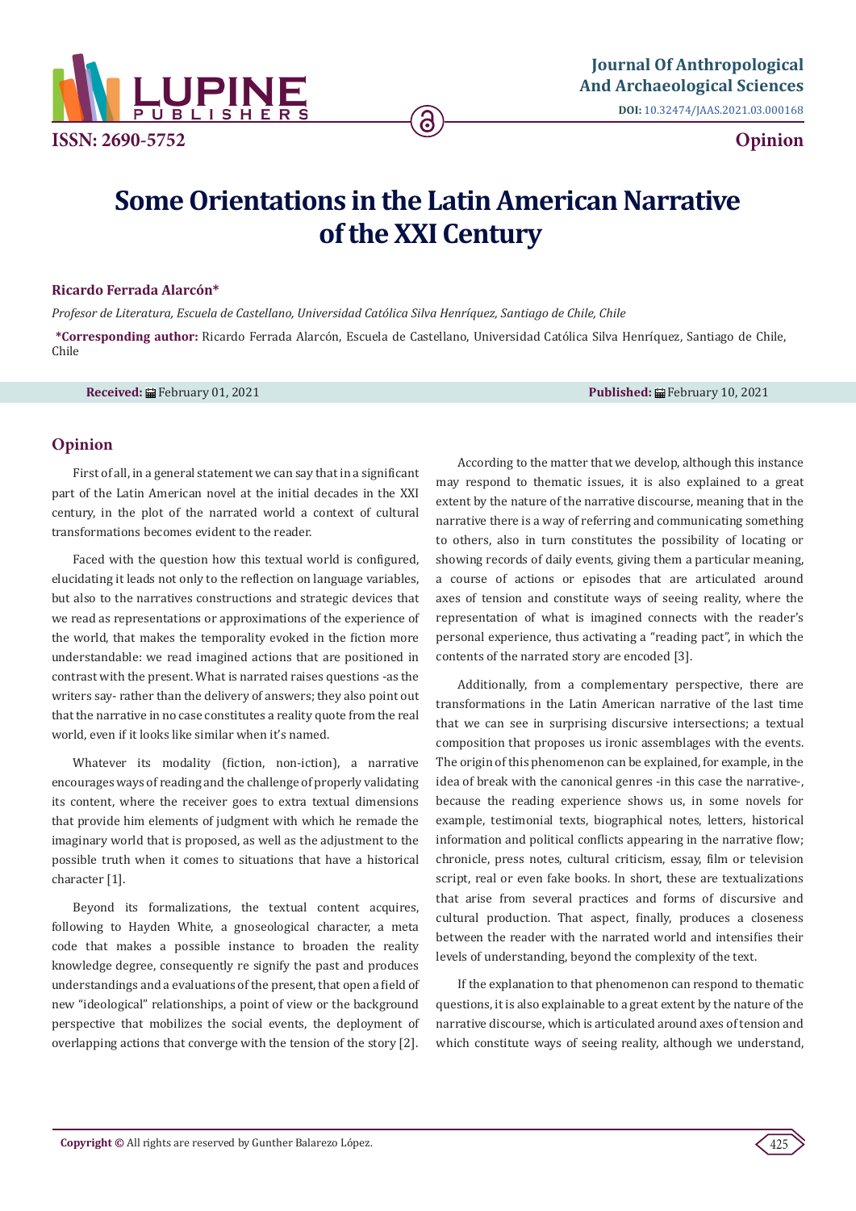ISSN: 2690-5752

**Journal Of Anthropological And Archaeological Sciences**

**DOI:** 10.32474/JAAS.2021.03.000168

**Opinion**

# Some Orientations in the Latin American Narrative of the XXI Century

**Ricardo Ferrada Alarcón***

*Profesor de Literatura, Escuela de Castellano, Universidad Católica Silva Henríquez, Santiago de Chile, Chile*

***Corresponding author:** Ricardo Ferrada Alarcón, Escuela de Castellano, Universidad Católica Silva Henríquez, Santiago de Chile, Chile

**Received:** February 01, 2021 **Published:** February 10, 2021

## Opinion

First of all, in a general statement we can say that in a significant part of the Latin American novel at the initial decades in the XXI century, in the plot of the narrated world a context of cultural transformations becomes evident to the reader.

Faced with the question how this textual world is configured, elucidating it leads not only to the reflection on language variables, but also to the narratives constructions and strategic devices that we read as representations or approximations of the experience of the world, that makes the temporality evoked in the fiction more understandable: we read imagined actions that are positioned in contrast with the present. What is narrated raises questions -as the writers say- rather than the delivery of answers; they also point out that the narrative in no case constitutes a reality quote from the real world, even if it looks like similar when it's named.

Whatever its modality (fiction, non-iction), a narrative encourages ways of reading and the challenge of properly validating its content, where the receiver goes to extra textual dimensions that provide him elements of judgment with which he remade the imaginary world that is proposed, as well as the adjustment to the possible truth when it comes to situations that have a historical character [1].

Beyond its formalizations, the textual content acquires, following to Hayden White, a gnoseological character, a meta code that makes a possible instance to broaden the reality knowledge degree, consequently re signify the past and produces understandings and a evaluations of the present, that open a field of new "ideological" relationships, a point of view or the background perspective that mobilizes the social events, the deployment of overlapping actions that converge with the tension of the story [2].

According to the matter that we develop, although this instance may respond to thematic issues, it is also explained to a great extent by the nature of the narrative discourse, meaning that in the narrative there is a way of referring and communicating something to others, also in turn constitutes the possibility of locating or showing records of daily events, giving them a particular meaning, a course of actions or episodes that are articulated around axes of tension and constitute ways of seeing reality, where the representation of what is imagined connects with the reader's personal experience, thus activating a "reading pact", in which the contents of the narrated story are encoded [3].

Additionally, from a complementary perspective, there are transformations in the Latin American narrative of the last time that we can see in surprising discursive intersections; a textual composition that proposes us ironic assemblages with the events. The origin of this phenomenon can be explained, for example, in the idea of break with the canonical genres -in this case the narrative-, because the reading experience shows us, in some novels for example, testimonial texts, biographical notes, letters, historical information and political conflicts appearing in the narrative flow; chronicle, press notes, cultural criticism, essay, film or television script, real or even fake books. In short, these are textualizations that arise from several practices and forms of discursive and cultural production. That aspect, finally, produces a closeness between the reader with the narrated world and intensifies their levels of understanding, beyond the complexity of the text.

If the explanation to that phenomenon can respond to thematic questions, it is also explainable to a great extent by the nature of the narrative discourse, which is articulated around axes of tension and which constitute ways of seeing reality, although we understand,

**Copyright ©** All rights are reserved by Gunther Balarezo López.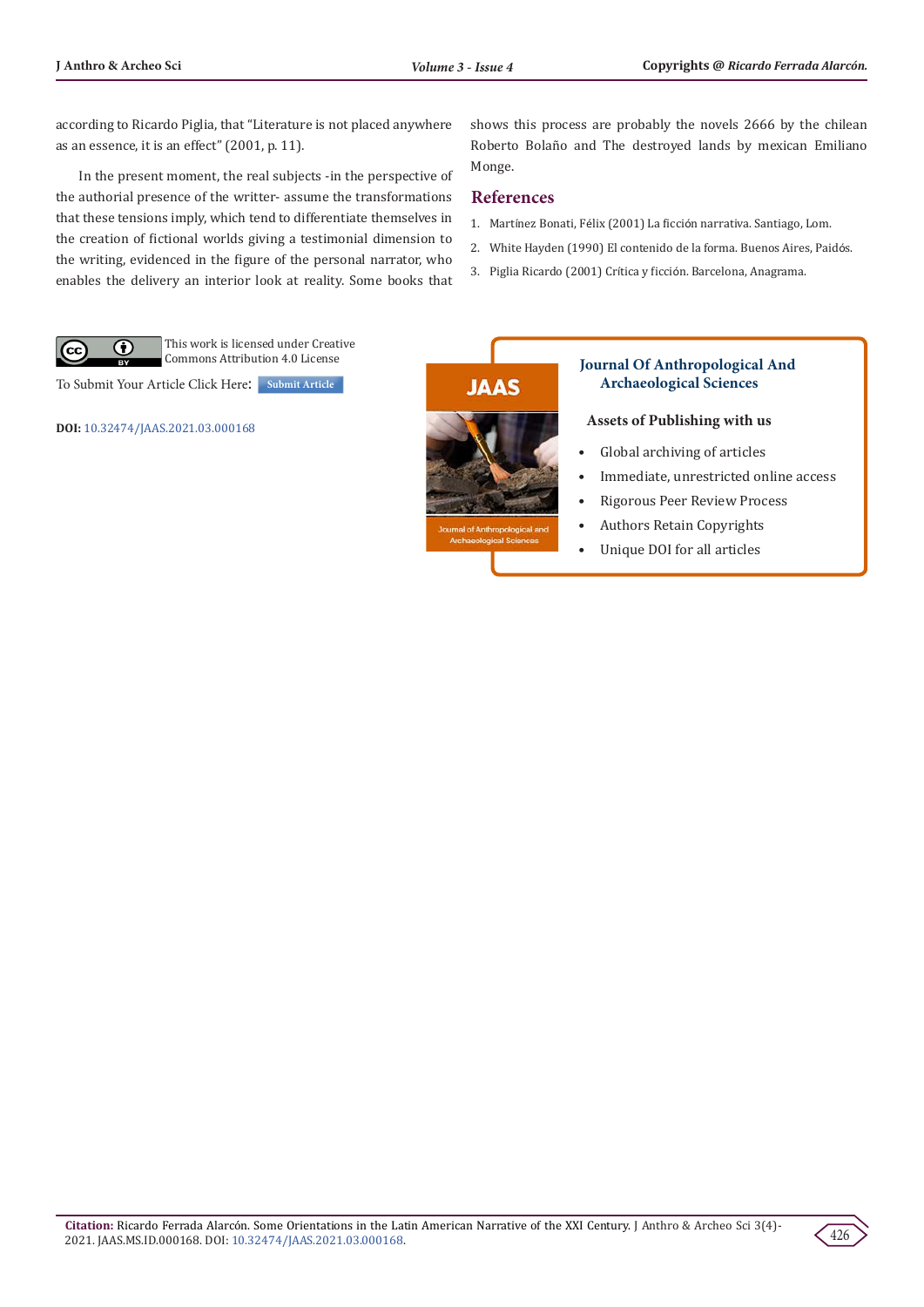according to Ricardo Piglia, that "Literature is not placed anywhere as an essence, it is an effect" (2001, p. 11).

In the present moment, the real subjects -in the perspective of the authorial presence of the writter- assume the transformations that these tensions imply, which tend to differentiate themselves in the creation of fictional worlds giving a testimonial dimension to the writing, evidenced in the figure of the personal narrator, who enables the delivery an interior look at reality. Some books that shows this process are probably the novels 2666 by the chilean Roberto Bolaño and The destroyed lands by mexican Emiliano Monge.

## References

1. Martínez Bonati, Félix (2001) La ficción narrativa. Santiago, Lom.
2. White Hayden (1990) El contenido de la forma. Buenos Aires, Paidós.
3. Piglia Ricardo (2001) Crítica y ficción. Barcelona, Anagrama.

This work is licensed under Creative Commons Attribution 4.0 License

To Submit Your Article Click Here: Submit Article

**DOI:** 10.32474/JAAS.2021.03.000168

**Journal Of Anthropological And Archaeological Sciences**

**Assets of Publishing with us**

- Global archiving of articles
- Immediate, unrestricted online access
- Rigorous Peer Review Process
- Authors Retain Copyrights
- Unique DOI for all articles

**Citation:** Ricardo Ferrada Alarcón. Some Orientations in the Latin American Narrative of the XXI Century. J Anthro & Archeo Sci 3(4)-2021. JAAS.MS.ID.000168. DOI: 10.32474/JAAS.2021.03.000168.